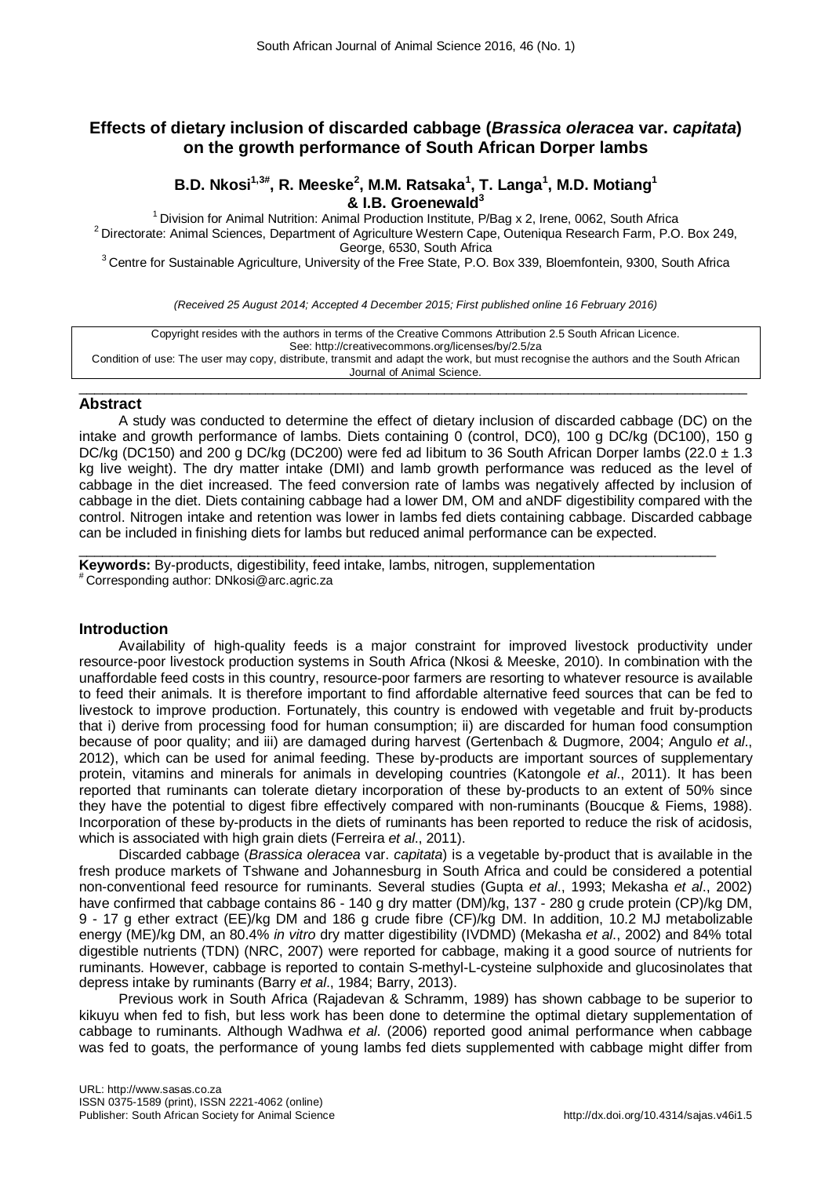# Effects of dietary inclusion of discarded cabbage (*Brassica oleracea* var. *capitata*) on the growth performance of South African Dorper lambs

**B.D. Nkosi[1,3#], R. Meeske[2], M.M. Ratsaka[1], T. Langa[1], M.D. Motiang[1] & I.B. Groenewald[3]**

[1] Division for Animal Nutrition: Animal Production Institute, P/Bag x 2, Irene, 0062, South Africa

[2] Directorate: Animal Sciences, Department of Agriculture Western Cape, Outeniqua Research Farm, P.O. Box 249, George, 6530, South Africa

[3] Centre for Sustainable Agriculture, University of the Free State, P.O. Box 339, Bloemfontein, 9300, South Africa

*(Received 25 August 2014; Accepted 4 December 2015; First published online 16 February 2016)*

Copyright resides with the authors in terms of the Creative Commons Attribution 2.5 South African Licence.
See: http://creativecommons.org/licenses/by/2.5/za
Condition of use: The user may copy, distribute, transmit and adapt the work, but must recognise the authors and the South African Journal of Animal Science.

## Abstract

A study was conducted to determine the effect of dietary inclusion of discarded cabbage (DC) on the intake and growth performance of lambs. Diets containing 0 (control, DC0), 100 g DC/kg (DC100), 150 g DC/kg (DC150) and 200 g DC/kg (DC200) were fed ad libitum to 36 South African Dorper lambs (22.0 ± 1.3 kg live weight). The dry matter intake (DMI) and lamb growth performance was reduced as the level of cabbage in the diet increased. The feed conversion rate of lambs was negatively affected by inclusion of cabbage in the diet. Diets containing cabbage had a lower DM, OM and aNDF digestibility compared with the control. Nitrogen intake and retention was lower in lambs fed diets containing cabbage. Discarded cabbage can be included in finishing diets for lambs but reduced animal performance can be expected.

**Keywords:** By-products, digestibility, feed intake, lambs, nitrogen, supplementation

[#] Corresponding author: DNkosi@arc.agric.za

## Introduction

Availability of high-quality feeds is a major constraint for improved livestock productivity under resource-poor livestock production systems in South Africa (Nkosi & Meeske, 2010). In combination with the unaffordable feed costs in this country, resource-poor farmers are resorting to whatever resource is available to feed their animals. It is therefore important to find affordable alternative feed sources that can be fed to livestock to improve production. Fortunately, this country is endowed with vegetable and fruit by-products that i) derive from processing food for human consumption; ii) are discarded for human food consumption because of poor quality; and iii) are damaged during harvest (Gertenbach & Dugmore, 2004; Angulo *et al*., 2012), which can be used for animal feeding. These by-products are important sources of supplementary protein, vitamins and minerals for animals in developing countries (Katongole *et al*., 2011). It has been reported that ruminants can tolerate dietary incorporation of these by-products to an extent of 50% since they have the potential to digest fibre effectively compared with non-ruminants (Boucque & Fiems, 1988). Incorporation of these by-products in the diets of ruminants has been reported to reduce the risk of acidosis, which is associated with high grain diets (Ferreira *et al*., 2011).

Discarded cabbage (*Brassica oleracea* var. *capitata*) is a vegetable by-product that is available in the fresh produce markets of Tshwane and Johannesburg in South Africa and could be considered a potential non-conventional feed resource for ruminants. Several studies (Gupta *et al*., 1993; Mekasha *et al*., 2002) have confirmed that cabbage contains 86 - 140 g dry matter (DM)/kg, 137 - 280 g crude protein (CP)/kg DM, 9 - 17 g ether extract (EE)/kg DM and 186 g crude fibre (CF)/kg DM. In addition, 10.2 MJ metabolizable energy (ME)/kg DM, an 80.4% *in vitro* dry matter digestibility (IVDMD) (Mekasha *et al*., 2002) and 84% total digestible nutrients (TDN) (NRC, 2007) were reported for cabbage, making it a good source of nutrients for ruminants. However, cabbage is reported to contain S-methyl-L-cysteine sulphoxide and glucosinolates that depress intake by ruminants (Barry *et al*., 1984; Barry, 2013).

Previous work in South Africa (Rajadevan & Schramm, 1989) has shown cabbage to be superior to kikuyu when fed to fish, but less work has been done to determine the optimal dietary supplementation of cabbage to ruminants. Although Wadhwa *et al*. (2006) reported good animal performance when cabbage was fed to goats, the performance of young lambs fed diets supplemented with cabbage might differ from

URL: http://www.sasas.co.za
ISSN 0375-1589 (print), ISSN 2221-4062 (online)
Publisher: South African Society for Animal Science
http://dx.doi.org/10.4314/sajas.v46i1.5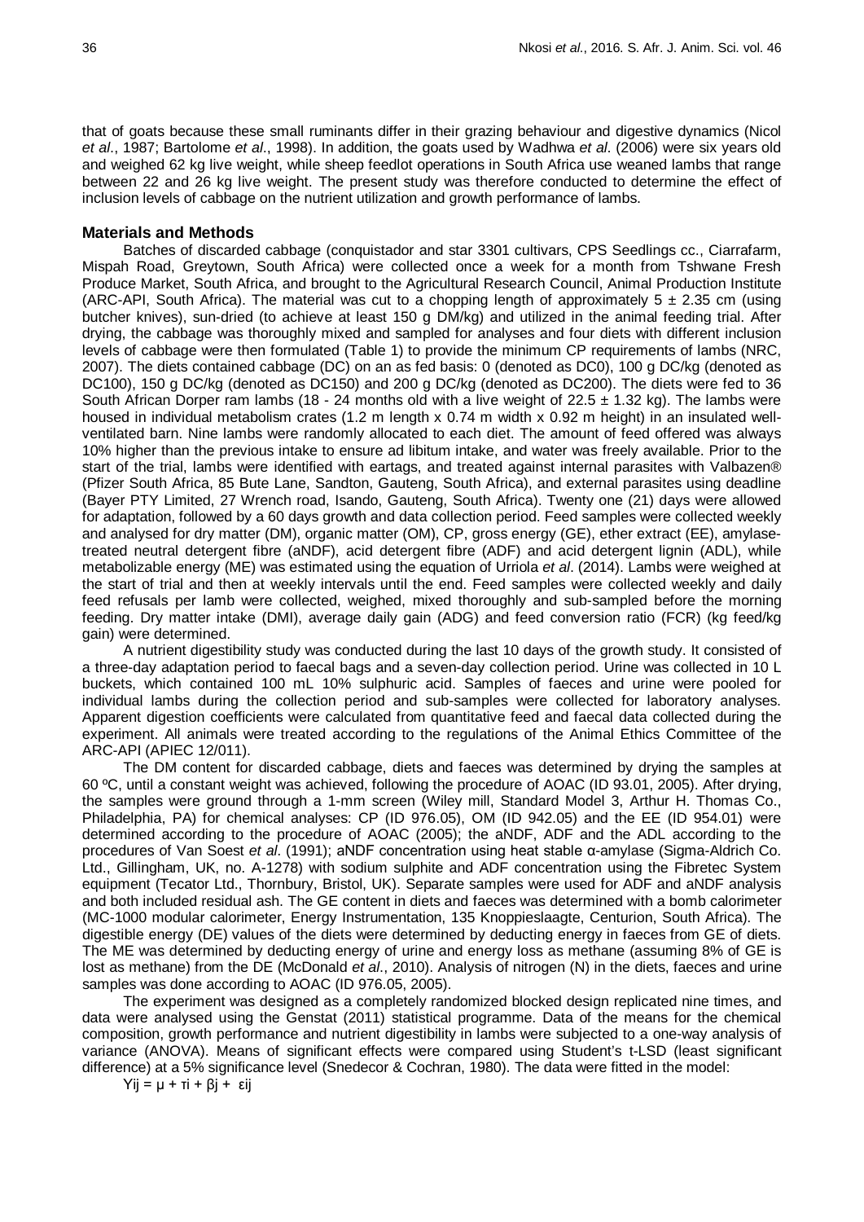that of goats because these small ruminants differ in their grazing behaviour and digestive dynamics (Nicol *et al*., 1987; Bartolome *et al*., 1998). In addition, the goats used by Wadhwa *et al*. (2006) were six years old and weighed 62 kg live weight, while sheep feedlot operations in South Africa use weaned lambs that range between 22 and 26 kg live weight. The present study was therefore conducted to determine the effect of inclusion levels of cabbage on the nutrient utilization and growth performance of lambs.

## Materials and Methods

Batches of discarded cabbage (conquistador and star 3301 cultivars, CPS Seedlings cc., Ciarrafarm, Mispah Road, Greytown, South Africa) were collected once a week for a month from Tshwane Fresh Produce Market, South Africa, and brought to the Agricultural Research Council, Animal Production Institute (ARC-API, South Africa). The material was cut to a chopping length of approximately 5 ± 2.35 cm (using butcher knives), sun-dried (to achieve at least 150 g DM/kg) and utilized in the animal feeding trial. After drying, the cabbage was thoroughly mixed and sampled for analyses and four diets with different inclusion levels of cabbage were then formulated (Table 1) to provide the minimum CP requirements of lambs (NRC, 2007). The diets contained cabbage (DC) on an as fed basis: 0 (denoted as DC0), 100 g DC/kg (denoted as DC100), 150 g DC/kg (denoted as DC150) and 200 g DC/kg (denoted as DC200). The diets were fed to 36 South African Dorper ram lambs (18 - 24 months old with a live weight of 22.5 ± 1.32 kg). The lambs were housed in individual metabolism crates (1.2 m length x 0.74 m width x 0.92 m height) in an insulated well-ventilated barn. Nine lambs were randomly allocated to each diet. The amount of feed offered was always 10% higher than the previous intake to ensure ad libitum intake, and water was freely available. Prior to the start of the trial, lambs were identified with eartags, and treated against internal parasites with Valbazen® (Pfizer South Africa, 85 Bute Lane, Sandton, Gauteng, South Africa), and external parasites using deadline (Bayer PTY Limited, 27 Wrench road, Isando, Gauteng, South Africa). Twenty one (21) days were allowed for adaptation, followed by a 60 days growth and data collection period. Feed samples were collected weekly and analysed for dry matter (DM), organic matter (OM), CP, gross energy (GE), ether extract (EE), amylase-treated neutral detergent fibre (aNDF), acid detergent fibre (ADF) and acid detergent lignin (ADL), while metabolizable energy (ME) was estimated using the equation of Urriola *et al*. (2014). Lambs were weighed at the start of trial and then at weekly intervals until the end. Feed samples were collected weekly and daily feed refusals per lamb were collected, weighed, mixed thoroughly and sub-sampled before the morning feeding. Dry matter intake (DMI), average daily gain (ADG) and feed conversion ratio (FCR) (kg feed/kg gain) were determined.

A nutrient digestibility study was conducted during the last 10 days of the growth study. It consisted of a three-day adaptation period to faecal bags and a seven-day collection period. Urine was collected in 10 L buckets, which contained 100 mL 10% sulphuric acid. Samples of faeces and urine were pooled for individual lambs during the collection period and sub-samples were collected for laboratory analyses. Apparent digestion coefficients were calculated from quantitative feed and faecal data collected during the experiment. All animals were treated according to the regulations of the Animal Ethics Committee of the ARC-API (APIEC 12/011).

The DM content for discarded cabbage, diets and faeces was determined by drying the samples at 60 ºC, until a constant weight was achieved, following the procedure of AOAC (ID 93.01, 2005). After drying, the samples were ground through a 1-mm screen (Wiley mill, Standard Model 3, Arthur H. Thomas Co., Philadelphia, PA) for chemical analyses: CP (ID 976.05), OM (ID 942.05) and the EE (ID 954.01) were determined according to the procedure of AOAC (2005); the aNDF, ADF and the ADL according to the procedures of Van Soest *et al*. (1991); aNDF concentration using heat stable α-amylase (Sigma-Aldrich Co. Ltd., Gillingham, UK, no. A-1278) with sodium sulphite and ADF concentration using the Fibretec System equipment (Tecator Ltd., Thornbury, Bristol, UK). Separate samples were used for ADF and aNDF analysis and both included residual ash. The GE content in diets and faeces was determined with a bomb calorimeter (MC-1000 modular calorimeter, Energy Instrumentation, 135 Knoppieslaagte, Centurion, South Africa). The digestible energy (DE) values of the diets were determined by deducting energy in faeces from GE of diets. The ME was determined by deducting energy of urine and energy loss as methane (assuming 8% of GE is lost as methane) from the DE (McDonald *et al*., 2010). Analysis of nitrogen (N) in the diets, faeces and urine samples was done according to AOAC (ID 976.05, 2005).

The experiment was designed as a completely randomized blocked design replicated nine times, and data were analysed using the Genstat (2011) statistical programme. Data of the means for the chemical composition, growth performance and nutrient digestibility in lambs were subjected to a one-way analysis of variance (ANOVA). Means of significant effects were compared using Student's t-LSD (least significant difference) at a 5% significance level (Snedecor & Cochran, 1980). The data were fitted in the model:

$$Y_{ij} = \mu + \tau_i + \beta_j + \varepsilon_{ij}$$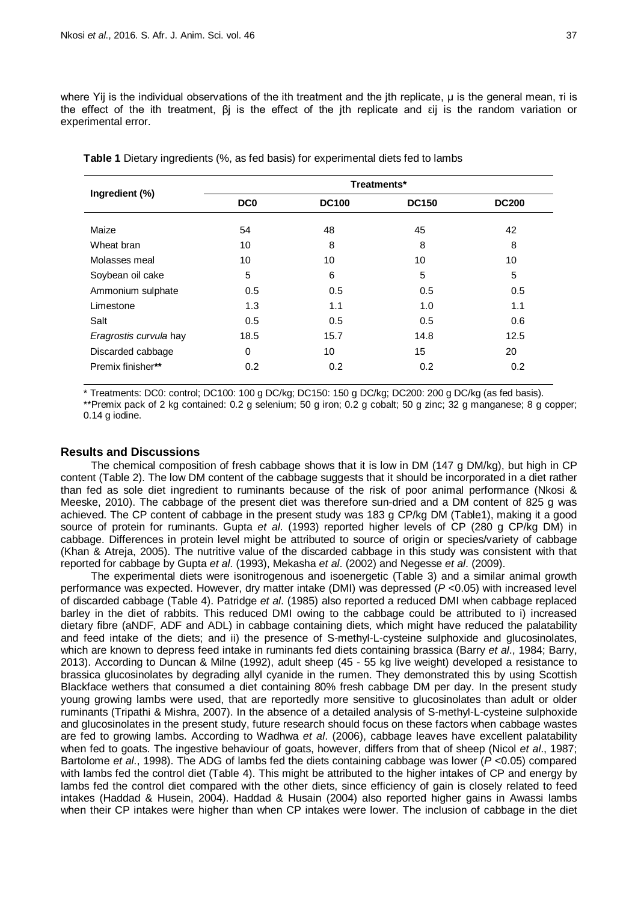where Yij is the individual observations of the ith treatment and the jth replicate, μ is the general mean, τi is the effect of the ith treatment, βj is the effect of the jth replicate and εij is the random variation or experimental error.

**Table 1** Dietary ingredients (%, as fed basis) for experimental diets fed to lambs

| Ingredient (%) | Treatments* | | | |
|---|---|---|---|---|
| | **DC0** | **DC100** | **DC150** | **DC200** |
| Maize | 54 | 48 | 45 | 42 |
| Wheat bran | 10 | 8 | 8 | 8 |
| Molasses meal | 10 | 10 | 10 | 10 |
| Soybean oil cake | 5 | 6 | 5 | 5 |
| Ammonium sulphate | 0.5 | 0.5 | 0.5 | 0.5 |
| Limestone | 1.3 | 1.1 | 1.0 | 1.1 |
| Salt | 0.5 | 0.5 | 0.5 | 0.6 |
| *Eragrostis curvula* hay | 18.5 | 15.7 | 14.8 | 12.5 |
| Discarded cabbage | 0 | 10 | 15 | 20 |
| Premix finisher** | 0.2 | 0.2 | 0.2 | 0.2 |

* Treatments: DC0: control; DC100: 100 g DC/kg; DC150: 150 g DC/kg; DC200: 200 g DC/kg (as fed basis).

**Premix pack of 2 kg contained: 0.2 g selenium; 50 g iron; 0.2 g cobalt; 50 g zinc; 32 g manganese; 8 g copper; 0.14 g iodine.

## Results and Discussions

The chemical composition of fresh cabbage shows that it is low in DM (147 g DM/kg), but high in CP content (Table 2). The low DM content of the cabbage suggests that it should be incorporated in a diet rather than fed as sole diet ingredient to ruminants because of the risk of poor animal performance (Nkosi & Meeske, 2010). The cabbage of the present diet was therefore sun-dried and a DM content of 825 g was achieved. The CP content of cabbage in the present study was 183 g CP/kg DM (Table1), making it a good source of protein for ruminants. Gupta *et al*. (1993) reported higher levels of CP (280 g CP/kg DM) in cabbage. Differences in protein level might be attributed to source of origin or species/variety of cabbage (Khan & Atreja, 2005). The nutritive value of the discarded cabbage in this study was consistent with that reported for cabbage by Gupta *et al*. (1993), Mekasha *et al*. (2002) and Negesse *et al*. (2009).

The experimental diets were isonitrogenous and isoenergetic (Table 3) and a similar animal growth performance was expected. However, dry matter intake (DMI) was depressed ($P$ <0.05) with increased level of discarded cabbage (Table 4). Patridge *et al*. (1985) also reported a reduced DMI when cabbage replaced barley in the diet of rabbits. This reduced DMI owing to the cabbage could be attributed to i) increased dietary fibre (aNDF, ADF and ADL) in cabbage containing diets, which might have reduced the palatability and feed intake of the diets; and ii) the presence of S-methyl-L-cysteine sulphoxide and glucosinolates, which are known to depress feed intake in ruminants fed diets containing brassica (Barry *et al*., 1984; Barry, 2013). According to Duncan & Milne (1992), adult sheep (45 - 55 kg live weight) developed a resistance to brassica glucosinolates by degrading allyl cyanide in the rumen. They demonstrated this by using Scottish Blackface wethers that consumed a diet containing 80% fresh cabbage DM per day. In the present study young growing lambs were used, that are reportedly more sensitive to glucosinolates than adult or older ruminants (Tripathi & Mishra, 2007). In the absence of a detailed analysis of S-methyl-L-cysteine sulphoxide and glucosinolates in the present study, future research should focus on these factors when cabbage wastes are fed to growing lambs. According to Wadhwa *et al*. (2006), cabbage leaves have excellent palatability when fed to goats. The ingestive behaviour of goats, however, differs from that of sheep (Nicol *et al*., 1987; Bartolome *et al*., 1998). The ADG of lambs fed the diets containing cabbage was lower ($P$ <0.05) compared with lambs fed the control diet (Table 4). This might be attributed to the higher intakes of CP and energy by lambs fed the control diet compared with the other diets, since efficiency of gain is closely related to feed intakes (Haddad & Husein, 2004). Haddad & Husain (2004) also reported higher gains in Awassi lambs when their CP intakes were higher than when CP intakes were lower. The inclusion of cabbage in the diet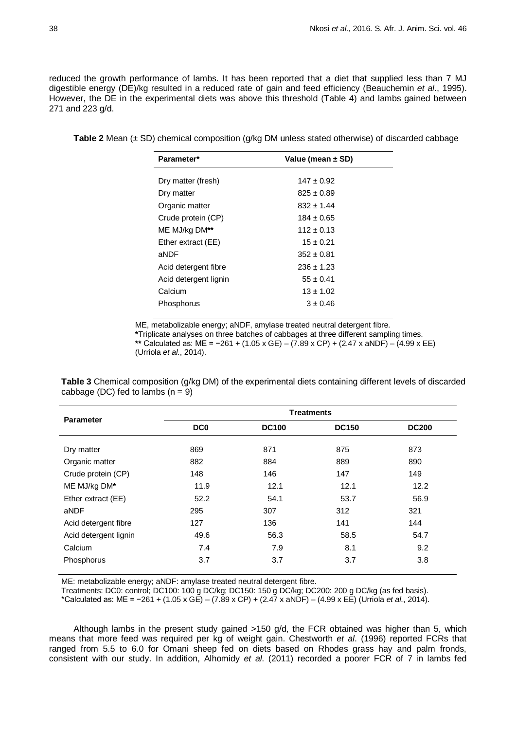reduced the growth performance of lambs. It has been reported that a diet that supplied less than 7 MJ digestible energy (DE)/kg resulted in a reduced rate of gain and feed efficiency (Beauchemin *et al*., 1995). However, the DE in the experimental diets was above this threshold (Table 4) and lambs gained between 271 and 223 g/d.

**Table 2** Mean (± SD) chemical composition (g/kg DM unless stated otherwise) of discarded cabbage

| Parameter* | Value (mean ± SD) |
|---|---|
| Dry matter (fresh) | 147 ± 0.92 |
| Dry matter | 825 ± 0.89 |
| Organic matter | 832 ± 1.44 |
| Crude protein (CP) | 184 ± 0.65 |
| ME MJ/kg DM** | 112 ± 0.13 |
| Ether extract (EE) | 15 ± 0.21 |
| aNDF | 352 ± 0.81 |
| Acid detergent fibre | 236 ± 1.23 |
| Acid detergent lignin | 55 ± 0.41 |
| Calcium | 13 ± 1.02 |
| Phosphorus | 3 ± 0.46 |

ME, metabolizable energy; aNDF, amylase treated neutral detergent fibre.
*Triplicate analyses on three batches of cabbages at three different sampling times.
** Calculated as: ME = −261 + (1.05 x GE) – (7.89 x CP) + (2.47 x aNDF) – (4.99 x EE) (Urriola *et al*., 2014).

**Table 3** Chemical composition (g/kg DM) of the experimental diets containing different levels of discarded cabbage (DC) fed to lambs (n = 9)

| Parameter | Treatments | | | |
|---|---|---|---|---|
| | DC0 | DC100 | DC150 | DC200 |
| Dry matter | 869 | 871 | 875 | 873 |
| Organic matter | 882 | 884 | 889 | 890 |
| Crude protein (CP) | 148 | 146 | 147 | 149 |
| ME MJ/kg DM* | 11.9 | 12.1 | 12.1 | 12.2 |
| Ether extract (EE) | 52.2 | 54.1 | 53.7 | 56.9 |
| aNDF | 295 | 307 | 312 | 321 |
| Acid detergent fibre | 127 | 136 | 141 | 144 |
| Acid detergent lignin | 49.6 | 56.3 | 58.5 | 54.7 |
| Calcium | 7.4 | 7.9 | 8.1 | 9.2 |
| Phosphorus | 3.7 | 3.7 | 3.7 | 3.8 |

ME: metabolizable energy; aNDF: amylase treated neutral detergent fibre.
Treatments: DC0: control; DC100: 100 g DC/kg; DC150: 150 g DC/kg; DC200: 200 g DC/kg (as fed basis).
*Calculated as: ME = −261 + (1.05 x GE) – (7.89 x CP) + (2.47 x aNDF) – (4.99 x EE) (Urriola *et al*., 2014).

Although lambs in the present study gained >150 g/d, the FCR obtained was higher than 5, which means that more feed was required per kg of weight gain. Chestworth *et al*. (1996) reported FCRs that ranged from 5.5 to 6.0 for Omani sheep fed on diets based on Rhodes grass hay and palm fronds, consistent with our study. In addition, Alhomidy *et al*. (2011) recorded a poorer FCR of 7 in lambs fed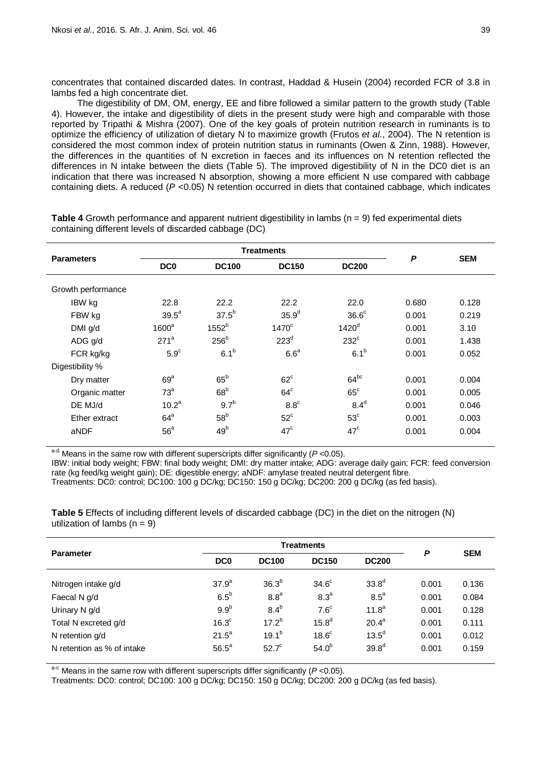concentrates that contained discarded dates. In contrast, Haddad & Husein (2004) recorded FCR of 3.8 in lambs fed a high concentrate diet.

The digestibility of DM, OM, energy, EE and fibre followed a similar pattern to the growth study (Table 4). However, the intake and digestibility of diets in the present study were high and comparable with those reported by Tripathi & Mishra (2007). One of the key goals of protein nutrition research in ruminants is to optimize the efficiency of utilization of dietary N to maximize growth (Frutos *et al*., 2004). The N retention is considered the most common index of protein nutrition status in ruminants (Owen & Zinn, 1988). However, the differences in the quantities of N excretion in faeces and its influences on N retention reflected the differences in N intake between the diets (Table 5). The improved digestibility of N in the DC0 diet is an indication that there was increased N absorption, showing a more efficient N use compared with cabbage containing diets. A reduced ($P$ <0.05) N retention occurred in diets that contained cabbage, which indicates

**Table 4** Growth performance and apparent nutrient digestibility in lambs (n = 9) fed experimental diets containing different levels of discarded cabbage (DC)

| Parameters | Treatments | | | | $P$ | SEM |
|---|---|---|---|---|---|---|
| | DC0 | DC100 | DC150 | DC200 | | |
| Growth performance | | | | | | |
| IBW kg | 22.8 | 22.2 | 22.2 | 22.0 | 0.680 | 0.128 |
| FBW kg | $39.5^{a}$ | $37.5^{b}$ | $35.9^{d}$ | $36.6^{c}$ | 0.001 | 0.219 |
| DMI g/d | $1600^{a}$ | $1552^{b}$ | $1470^{c}$ | $1420^{d}$ | 0.001 | 3.10 |
| ADG g/d | $271^{a}$ | $256^{b}$ | $223^{d}$ | $232^{c}$ | 0.001 | 1.438 |
| FCR kg/kg | $5.9^{c}$ | $6.1^{b}$ | $6.6^{a}$ | $6.1^{b}$ | 0.001 | 0.052 |
| Digestibility % | | | | | | |
| Dry matter | $69^{a}$ | $65^{b}$ | $62^{c}$ | $64^{bc}$ | 0.001 | 0.004 |
| Organic matter | $73^{a}$ | $68^{b}$ | $64^{c}$ | $65^{c}$ | 0.001 | 0.005 |
| DE MJ/d | $10.2^{a}$ | $9.7^{b}$ | $8.8^{c}$ | $8.4^{d}$ | 0.001 | 0.046 |
| Ether extract | $64^{a}$ | $58^{b}$ | $52^{c}$ | $53^{c}$ | 0.001 | 0.003 |
| aNDF | $56^{a}$ | $49^{b}$ | $47^{c}$ | $47^{c}$ | 0.001 | 0.004 |

[a-d] Means in the same row with different superscripts differ significantly ($P$ <0.05).
IBW: initial body weight; FBW: final body weight; DMI: dry matter intake; ADG: average daily gain; FCR: feed conversion rate (kg feed/kg weight gain); DE: digestible energy; aNDF: amylase treated neutral detergent fibre.
Treatments: DC0: control; DC100: 100 g DC/kg; DC150: 150 g DC/kg; DC200: 200 g DC/kg (as fed basis).

**Table 5** Effects of including different levels of discarded cabbage (DC) in the diet on the nitrogen (N) utilization of lambs (n = 9)

| Parameter | Treatments | | | | $P$ | SEM |
|---|---|---|---|---|---|---|
| | DC0 | DC100 | DC150 | DC200 | | |
| Nitrogen intake g/d | $37.9^{a}$ | $36.3^{b}$ | $34.6^{c}$ | $33.8^{d}$ | 0.001 | 0.136 |
| Faecal N g/d | $6.5^{b}$ | $8.8^{a}$ | $8.3^{a}$ | $8.5^{a}$ | 0.001 | 0.084 |
| Urinary N g/d | $9.9^{b}$ | $8.4^{b}$ | $7.6^{c}$ | $11.8^{a}$ | 0.001 | 0.128 |
| Total N excreted g/d | $16.3^{c}$ | $17.2^{b}$ | $15.8^{d}$ | $20.4^{a}$ | 0.001 | 0.111 |
| N retention g/d | $21.5^{a}$ | $19.1^{b}$ | $18.6^{c}$ | $13.5^{d}$ | 0.001 | 0.012 |
| N retention as % of intake | $56.5^{a}$ | $52.7^{c}$ | $54.0^{b}$ | $39.8^{d}$ | 0.001 | 0.159 |

[a-c] Means in the same row with different superscripts differ significantly ($P$ <0.05).
Treatments: DC0: control; DC100: 100 g DC/kg; DC150: 150 g DC/kg; DC200: 200 g DC/kg (as fed basis).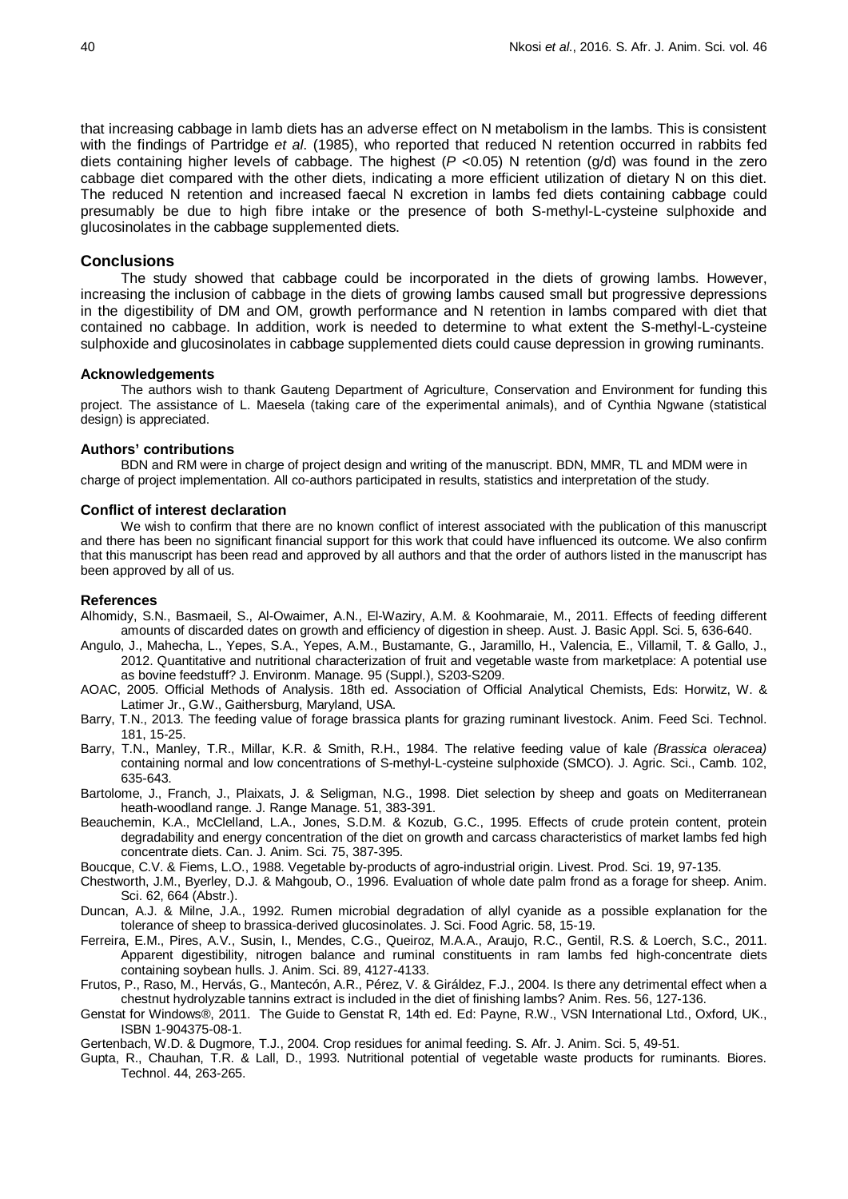that increasing cabbage in lamb diets has an adverse effect on N metabolism in the lambs. This is consistent with the findings of Partridge *et al*. (1985), who reported that reduced N retention occurred in rabbits fed diets containing higher levels of cabbage. The highest ($P$ <0.05) N retention (g/d) was found in the zero cabbage diet compared with the other diets, indicating a more efficient utilization of dietary N on this diet. The reduced N retention and increased faecal N excretion in lambs fed diets containing cabbage could presumably be due to high fibre intake or the presence of both S-methyl-L-cysteine sulphoxide and glucosinolates in the cabbage supplemented diets.

## Conclusions

The study showed that cabbage could be incorporated in the diets of growing lambs. However, increasing the inclusion of cabbage in the diets of growing lambs caused small but progressive depressions in the digestibility of DM and OM, growth performance and N retention in lambs compared with diet that contained no cabbage. In addition, work is needed to determine to what extent the S-methyl-L-cysteine sulphoxide and glucosinolates in cabbage supplemented diets could cause depression in growing ruminants.

### Acknowledgements

The authors wish to thank Gauteng Department of Agriculture, Conservation and Environment for funding this project. The assistance of L. Maesela (taking care of the experimental animals), and of Cynthia Ngwane (statistical design) is appreciated.

### Authors' contributions

BDN and RM were in charge of project design and writing of the manuscript. BDN, MMR, TL and MDM were in charge of project implementation. All co-authors participated in results, statistics and interpretation of the study.

### Conflict of interest declaration

We wish to confirm that there are no known conflict of interest associated with the publication of this manuscript and there has been no significant financial support for this work that could have influenced its outcome. We also confirm that this manuscript has been read and approved by all authors and that the order of authors listed in the manuscript has been approved by all of us.

### References

Alhomidy, S.N., Basmaeil, S., Al-Owaimer, A.N., El-Waziry, A.M. & Koohmaraie, M., 2011. Effects of feeding different amounts of discarded dates on growth and efficiency of digestion in sheep. Aust. J. Basic Appl. Sci. 5, 636-640.

Angulo, J., Mahecha, L., Yepes, S.A., Yepes, A.M., Bustamante, G., Jaramillo, H., Valencia, E., Villamil, T. & Gallo, J., 2012. Quantitative and nutritional characterization of fruit and vegetable waste from marketplace: A potential use as bovine feedstuff? J. Environm. Manage. 95 (Suppl.), S203-S209.

AOAC, 2005. Official Methods of Analysis. 18th ed. Association of Official Analytical Chemists, Eds: Horwitz, W. & Latimer Jr., G.W., Gaithersburg, Maryland, USA.

Barry, T.N., 2013. The feeding value of forage brassica plants for grazing ruminant livestock. Anim. Feed Sci. Technol. 181, 15-25.

Barry, T.N., Manley, T.R., Millar, K.R. & Smith, R.H., 1984. The relative feeding value of kale *(Brassica oleracea)* containing normal and low concentrations of S-methyl-L-cysteine sulphoxide (SMCO). J. Agric. Sci., Camb. 102, 635-643.

Bartolome, J., Franch, J., Plaixats, J. & Seligman, N.G., 1998. Diet selection by sheep and goats on Mediterranean heath-woodland range. J. Range Manage. 51, 383-391.

Beauchemin, K.A., McClelland, L.A., Jones, S.D.M. & Kozub, G.C., 1995. Effects of crude protein content, protein degradability and energy concentration of the diet on growth and carcass characteristics of market lambs fed high concentrate diets. Can. J. Anim. Sci. 75, 387-395.

Boucque, C.V. & Fiems, L.O., 1988. Vegetable by-products of agro-industrial origin. Livest. Prod. Sci. 19, 97-135.

Chestworth, J.M., Byerley, D.J. & Mahgoub, O., 1996. Evaluation of whole date palm frond as a forage for sheep. Anim. Sci. 62, 664 (Abstr.).

Duncan, A.J. & Milne, J.A., 1992. Rumen microbial degradation of allyl cyanide as a possible explanation for the tolerance of sheep to brassica-derived glucosinolates. J. Sci. Food Agric. 58, 15-19.

Ferreira, E.M., Pires, A.V., Susin, I., Mendes, C.G., Queiroz, M.A.A., Araujo, R.C., Gentil, R.S. & Loerch, S.C., 2011. Apparent digestibility, nitrogen balance and ruminal constituents in ram lambs fed high-concentrate diets containing soybean hulls. J. Anim. Sci. 89, 4127-4133.

Frutos, P., Raso, M., Hervás, G., Mantecón, A.R., Pérez, V. & Giráldez, F.J., 2004. Is there any detrimental effect when a chestnut hydrolyzable tannins extract is included in the diet of finishing lambs? Anim. Res. 56, 127-136.

Genstat for Windows®, 2011. The Guide to Genstat R, 14th ed. Ed: Payne, R.W., VSN International Ltd., Oxford, UK., ISBN 1-904375-08-1.

Gertenbach, W.D. & Dugmore, T.J., 2004. Crop residues for animal feeding. S. Afr. J. Anim. Sci. 5, 49-51.

Gupta, R., Chauhan, T.R. & Lall, D., 1993. Nutritional potential of vegetable waste products for ruminants. Biores. Technol. 44, 263-265.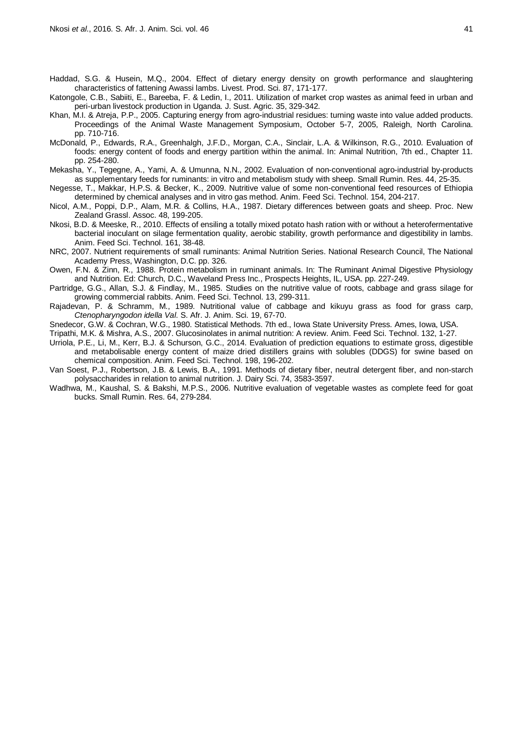Haddad, S.G. & Husein, M.Q., 2004. Effect of dietary energy density on growth performance and slaughtering characteristics of fattening Awassi lambs. Livest. Prod. Sci. 87, 171-177.

Katongole, C.B., Sabiiti, E., Bareeba, F. & Ledin, I., 2011. Utilization of market crop wastes as animal feed in urban and peri-urban livestock production in Uganda. J. Sust. Agric. 35, 329-342.

Khan, M.I. & Atreja, P.P., 2005. Capturing energy from agro-industrial residues: turning waste into value added products. Proceedings of the Animal Waste Management Symposium, October 5-7, 2005, Raleigh, North Carolina. pp. 710-716.

McDonald, P., Edwards, R.A., Greenhalgh, J.F.D., Morgan, C.A., Sinclair, L.A. & Wilkinson, R.G., 2010. Evaluation of foods: energy content of foods and energy partition within the animal. In: Animal Nutrition, 7th ed., Chapter 11. pp. 254-280.

Mekasha, Y., Tegegne, A., Yami, A. & Umunna, N.N., 2002. Evaluation of non-conventional agro-industrial by-products as supplementary feeds for ruminants: in vitro and metabolism study with sheep. Small Rumin. Res. 44, 25-35.

Negesse, T., Makkar, H.P.S. & Becker, K., 2009. Nutritive value of some non-conventional feed resources of Ethiopia determined by chemical analyses and in vitro gas method. Anim. Feed Sci. Technol. 154, 204-217.

Nicol, A.M., Poppi, D.P., Alam, M.R. & Collins, H.A., 1987. Dietary differences between goats and sheep. Proc. New Zealand Grassl. Assoc. 48, 199-205.

Nkosi, B.D. & Meeske, R., 2010. Effects of ensiling a totally mixed potato hash ration with or without a heterofermentative bacterial inoculant on silage fermentation quality, aerobic stability, growth performance and digestibility in lambs. Anim. Feed Sci. Technol. 161, 38-48.

NRC, 2007. Nutrient requirements of small ruminants: Animal Nutrition Series. National Research Council, The National Academy Press, Washington, D.C. pp. 326.

Owen, F.N. & Zinn, R., 1988. Protein metabolism in ruminant animals. In: The Ruminant Animal Digestive Physiology and Nutrition. Ed: Church, D.C., Waveland Press Inc., Prospects Heights, IL, USA. pp. 227-249.

Partridge, G.G., Allan, S.J. & Findlay, M., 1985. Studies on the nutritive value of roots, cabbage and grass silage for growing commercial rabbits. Anim. Feed Sci. Technol. 13, 299-311.

Rajadevan, P. & Schramm, M., 1989. Nutritional value of cabbage and kikuyu grass as food for grass carp, *Ctenopharyngodon idella Val.* S. Afr. J. Anim. Sci. 19, 67-70.

Snedecor, G.W. & Cochran, W.G., 1980. Statistical Methods. 7th ed., Iowa State University Press. Ames, Iowa, USA.

Tripathi, M.K. & Mishra, A.S., 2007. Glucosinolates in animal nutrition: A review. Anim. Feed Sci. Technol. 132, 1-27.

Urriola, P.E., Li, M., Kerr, B.J. & Schurson, G.C., 2014. Evaluation of prediction equations to estimate gross, digestible and metabolisable energy content of maize dried distillers grains with solubles (DDGS) for swine based on chemical composition. Anim. Feed Sci. Technol. 198, 196-202.

Van Soest, P.J., Robertson, J.B. & Lewis, B.A., 1991. Methods of dietary fiber, neutral detergent fiber, and non-starch polysaccharides in relation to animal nutrition. J. Dairy Sci. 74, 3583-3597.

Wadhwa, M., Kaushal, S. & Bakshi, M.P.S., 2006. Nutritive evaluation of vegetable wastes as complete feed for goat bucks. Small Rumin. Res. 64, 279-284.